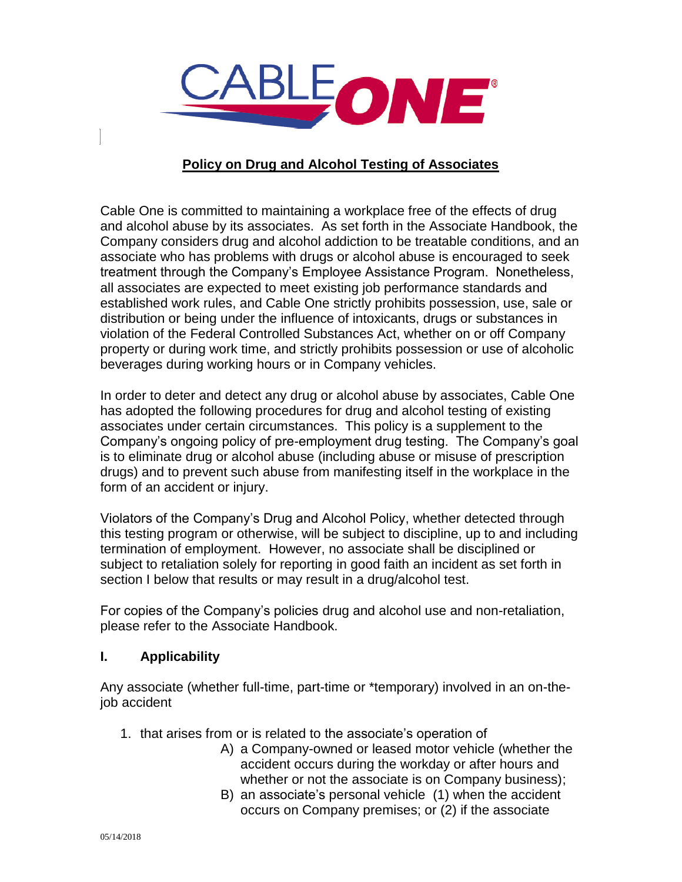# Policy on Drug and Alcohol Testing of Associates

Cable One is committed to maintaining a workplace free of the effects of drug and alcohol abuse by its associates. As set forth in the Associate Handbook, the Company considers drug and alcohol addiction to be treatable conditions, and an associate who has problems with drugs or alcohol abuse is encouraged to seek treatment through the Company's Employee Assistance Program. Nonetheless, all associates are expected to meet existing job performance standards and established work rules, and Cable One strictly prohibits possession, use, sale or distribution or being under the influence of intoxicants, drugs or substances in violation of the Federal Controlled Substances Act, whether on or off Company property or during work time, and strictly prohibits possession or use of alcoholic beverages during working hours or in Company vehicles.

In order to deter and detect any drug or alcohol abuse by associates, Cable One has adopted the following procedures for drug and alcohol testing of existing associates under certain circumstances. This policy is a supplement to the Company's ongoing policy of pre-employment drug testing. The Company's goal is to eliminate drug or alcohol abuse (including abuse or misuse of prescription drugs) and to prevent such abuse from manifesting itself in the workplace in the form of an accident or injury.

Violators of the Company's Drug and Alcohol Policy, whether detected through this testing program or otherwise, will be subject to discipline, up to and including termination of employment. However, no associate shall be disciplined or subject to retaliation solely for reporting in good faith an incident as set forth in section I below that results or may result in a drug/alcohol test.

For copies of the Company's policies drug and alcohol use and non-retaliation, please refer to the Associate Handbook.

## I. Applicability

Any associate (whether full-time, part-time or *temporary) involved in an on-the-job accident

1. that arises from or is related to the associate's operation of
   - A) a Company-owned or leased motor vehicle (whether the accident occurs during the workday or after hours and whether or not the associate is on Company business);
   - B) an associate's personal vehicle (1) when the accident occurs on Company premises; or (2) if the associate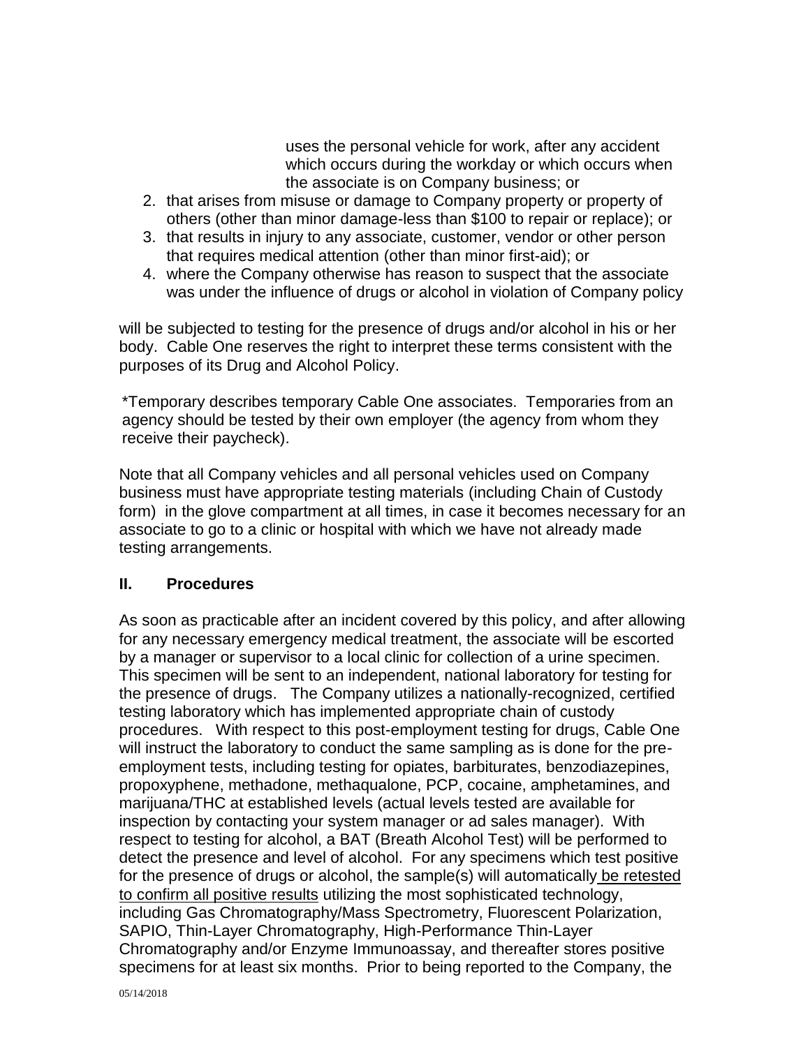uses the personal vehicle for work, after any accident which occurs during the workday or which occurs when the associate is on Company business; or

2. that arises from misuse or damage to Company property or property of others (other than minor damage-less than $100 to repair or replace); or
3. that results in injury to any associate, customer, vendor or other person that requires medical attention (other than minor first-aid); or
4. where the Company otherwise has reason to suspect that the associate was under the influence of drugs or alcohol in violation of Company policy

will be subjected to testing for the presence of drugs and/or alcohol in his or her body. Cable One reserves the right to interpret these terms consistent with the purposes of its Drug and Alcohol Policy.

*Temporary describes temporary Cable One associates. Temporaries from an agency should be tested by their own employer (the agency from whom they receive their paycheck).

Note that all Company vehicles and all personal vehicles used on Company business must have appropriate testing materials (including Chain of Custody form) in the glove compartment at all times, in case it becomes necessary for an associate to go to a clinic or hospital with which we have not already made testing arrangements.

## II. Procedures

As soon as practicable after an incident covered by this policy, and after allowing for any necessary emergency medical treatment, the associate will be escorted by a manager or supervisor to a local clinic for collection of a urine specimen. This specimen will be sent to an independent, national laboratory for testing for the presence of drugs. The Company utilizes a nationally-recognized, certified testing laboratory which has implemented appropriate chain of custody procedures. With respect to this post-employment testing for drugs, Cable One will instruct the laboratory to conduct the same sampling as is done for the pre-employment tests, including testing for opiates, barbiturates, benzodiazepines, propoxyphene, methadone, methaqualone, PCP, cocaine, amphetamines, and marijuana/THC at established levels (actual levels tested are available for inspection by contacting your system manager or ad sales manager). With respect to testing for alcohol, a BAT (Breath Alcohol Test) will be performed to detect the presence and level of alcohol. For any specimens which test positive for the presence of drugs or alcohol, the sample(s) will automatically be retested to confirm all positive results utilizing the most sophisticated technology, including Gas Chromatography/Mass Spectrometry, Fluorescent Polarization, SAPIO, Thin-Layer Chromatography, High-Performance Thin-Layer Chromatography and/or Enzyme Immunoassay, and thereafter stores positive specimens for at least six months. Prior to being reported to the Company, the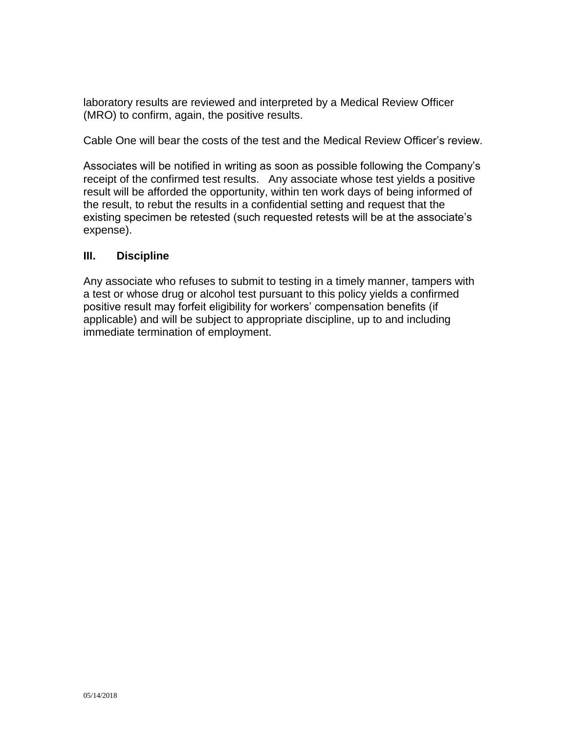laboratory results are reviewed and interpreted by a Medical Review Officer (MRO) to confirm, again, the positive results.

Cable One will bear the costs of the test and the Medical Review Officer's review.

Associates will be notified in writing as soon as possible following the Company's receipt of the confirmed test results. Any associate whose test yields a positive result will be afforded the opportunity, within ten work days of being informed of the result, to rebut the results in a confidential setting and request that the existing specimen be retested (such requested retests will be at the associate's expense).

## III. Discipline

Any associate who refuses to submit to testing in a timely manner, tampers with a test or whose drug or alcohol test pursuant to this policy yields a confirmed positive result may forfeit eligibility for workers' compensation benefits (if applicable) and will be subject to appropriate discipline, up to and including immediate termination of employment.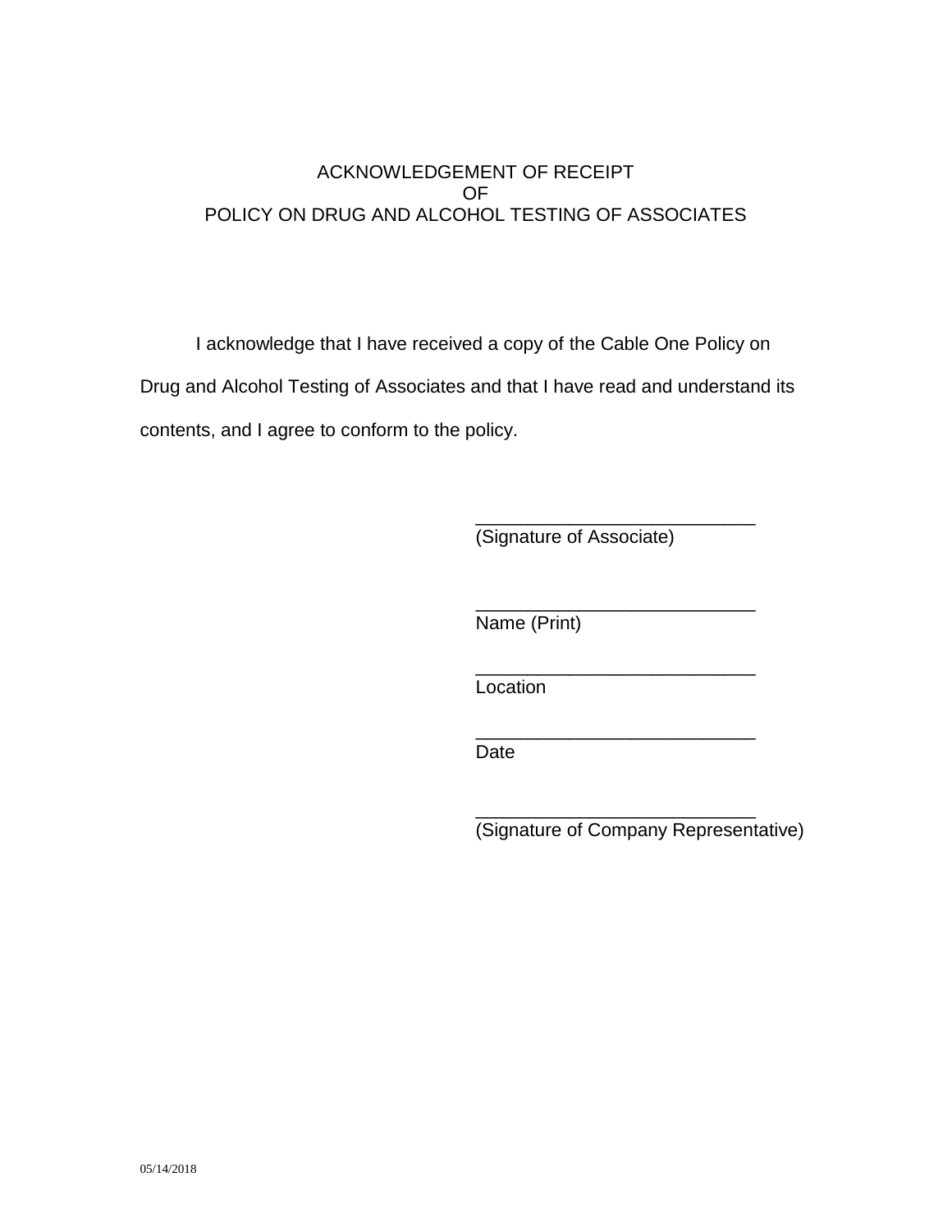# ACKNOWLEDGEMENT OF RECEIPT
# OF
# POLICY ON DRUG AND ALCOHOL TESTING OF ASSOCIATES

I acknowledge that I have received a copy of the Cable One Policy on Drug and Alcohol Testing of Associates and that I have read and understand its contents, and I agree to conform to the policy.

___________________________
(Signature of Associate)

___________________________
Name (Print)

___________________________
Location

___________________________
Date

___________________________
(Signature of Company Representative)

05/14/2018